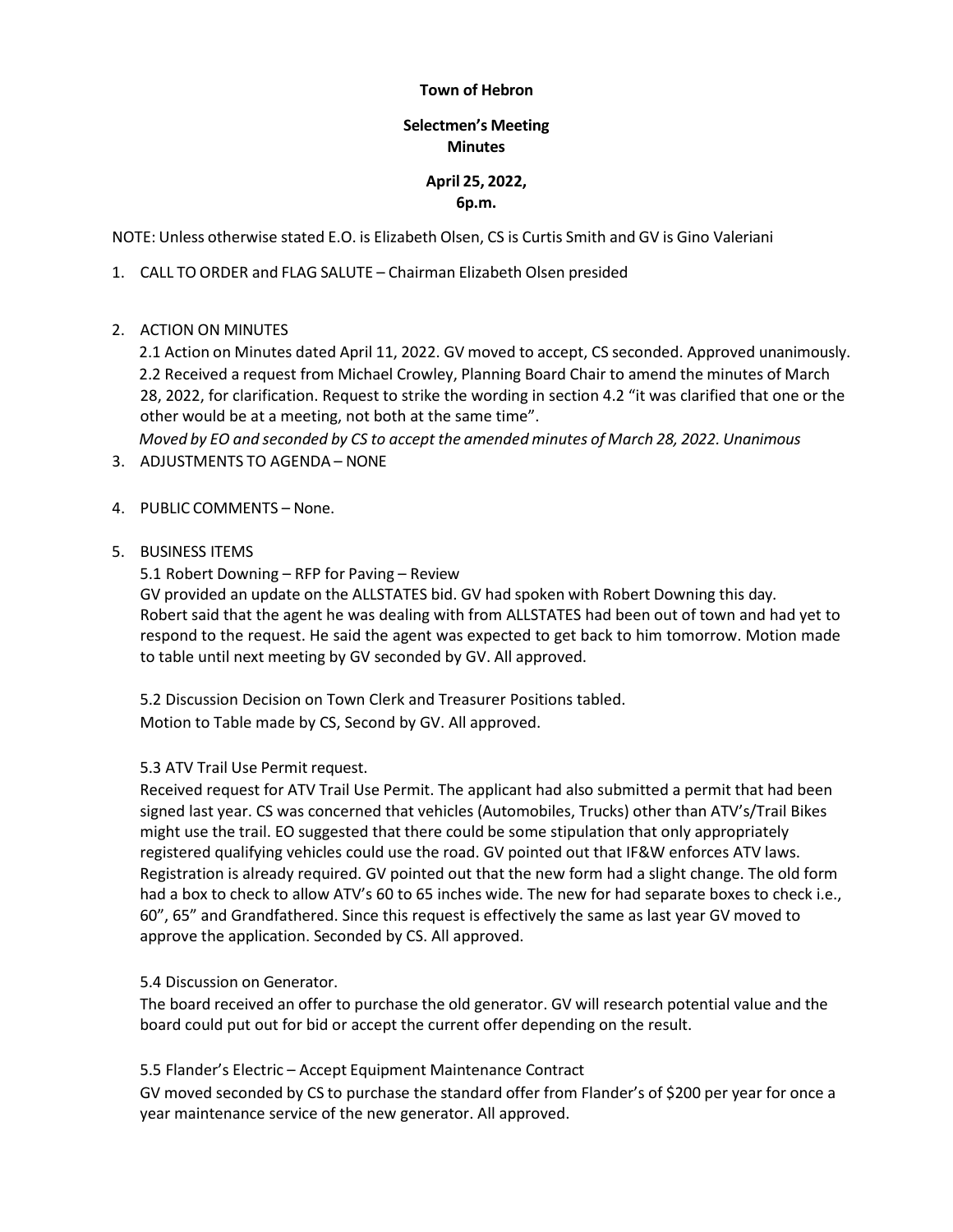**Town of Hebron**

**Selectmen's Meeting**
**Minutes**

**April 25, 2022,**
**6p.m.**

NOTE: Unless otherwise stated E.O. is Elizabeth Olsen, CS is Curtis Smith and GV is Gino Valeriani

1. CALL TO ORDER and FLAG SALUTE – Chairman Elizabeth Olsen presided

2. ACTION ON MINUTES
   2.1 Action on Minutes dated April 11, 2022. GV moved to accept, CS seconded. Approved unanimously.
   2.2 Received a request from Michael Crowley, Planning Board Chair to amend the minutes of March 28, 2022, for clarification. Request to strike the wording in section 4.2 "it was clarified that one or the other would be at a meeting, not both at the same time".
   *Moved by EO and seconded by CS to accept the amended minutes of March 28, 2022. Unanimous*

3. ADJUSTMENTS TO AGENDA – NONE

4. PUBLIC COMMENTS – None.

5. BUSINESS ITEMS
   5.1 Robert Downing – RFP for Paving – Review
   GV provided an update on the ALLSTATES bid. GV had spoken with Robert Downing this day. Robert said that the agent he was dealing with from ALLSTATES had been out of town and had yet to respond to the request. He said the agent was expected to get back to him tomorrow. Motion made to table until next meeting by GV seconded by GV. All approved.

   5.2 Discussion Decision on Town Clerk and Treasurer Positions tabled.
   Motion to Table made by CS, Second by GV. All approved.

   5.3 ATV Trail Use Permit request.
   Received request for ATV Trail Use Permit. The applicant had also submitted a permit that had been signed last year. CS was concerned that vehicles (Automobiles, Trucks) other than ATV's/Trail Bikes might use the trail. EO suggested that there could be some stipulation that only appropriately registered qualifying vehicles could use the road. GV pointed out that IF&W enforces ATV laws. Registration is already required. GV pointed out that the new form had a slight change. The old form had a box to check to allow ATV's 60 to 65 inches wide. The new for had separate boxes to check i.e., 60", 65" and Grandfathered. Since this request is effectively the same as last year GV moved to approve the application. Seconded by CS. All approved.

   5.4 Discussion on Generator.
   The board received an offer to purchase the old generator. GV will research potential value and the board could put out for bid or accept the current offer depending on the result.

   5.5 Flander's Electric – Accept Equipment Maintenance Contract
   GV moved seconded by CS to purchase the standard offer from Flander's of $200 per year for once a year maintenance service of the new generator. All approved.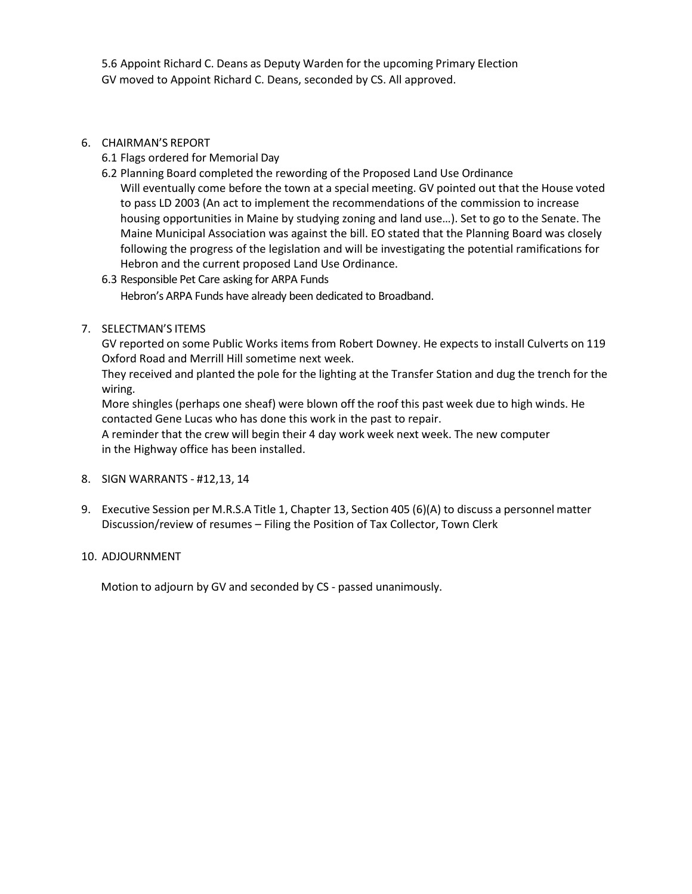5.6 Appoint Richard C. Deans as Deputy Warden for the upcoming Primary Election
GV moved to Appoint Richard C. Deans, seconded by CS. All approved.

6. CHAIRMAN'S REPORT
   6.1 Flags ordered for Memorial Day
   6.2 Planning Board completed the rewording of the Proposed Land Use Ordinance
   Will eventually come before the town at a special meeting. GV pointed out that the House voted to pass LD 2003 (An act to implement the recommendations of the commission to increase housing opportunities in Maine by studying zoning and land use…). Set to go to the Senate. The Maine Municipal Association was against the bill. EO stated that the Planning Board was closely following the progress of the legislation and will be investigating the potential ramifications for Hebron and the current proposed Land Use Ordinance.
   6.3 Responsible Pet Care asking for ARPA Funds
   Hebron's ARPA Funds have already been dedicated to Broadband.

7. SELECTMAN'S ITEMS
   GV reported on some Public Works items from Robert Downey. He expects to install Culverts on 119 Oxford Road and Merrill Hill sometime next week.
   They received and planted the pole for the lighting at the Transfer Station and dug the trench for the wiring.
   More shingles (perhaps one sheaf) were blown off the roof this past week due to high winds. He contacted Gene Lucas who has done this work in the past to repair.
   A reminder that the crew will begin their 4 day work week next week. The new computer in the Highway office has been installed.

8. SIGN WARRANTS - #12,13, 14

9. Executive Session per M.R.S.A Title 1, Chapter 13, Section 405 (6)(A) to discuss a personnel matter
   Discussion/review of resumes – Filing the Position of Tax Collector, Town Clerk

10. ADJOURNMENT

    Motion to adjourn by GV and seconded by CS - passed unanimously.